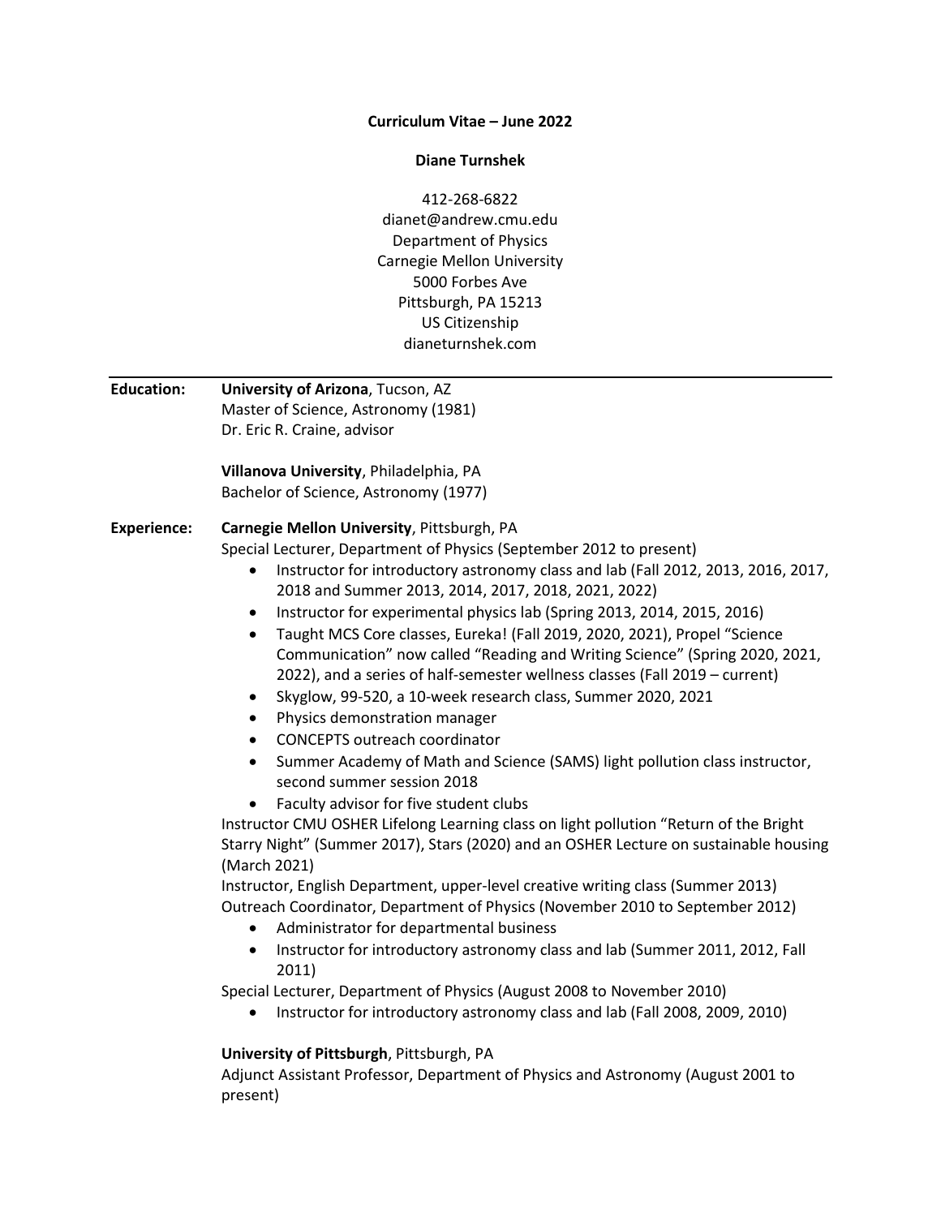**Curriculum Vitae – June 2022**

**Diane Turnshek**

412-268-6822
dianet@andrew.cmu.edu
Department of Physics
Carnegie Mellon University
5000 Forbes Ave
Pittsburgh, PA 15213
US Citizenship
dianeturnshek.com

---

**Education:**

**University of Arizona**, Tucson, AZ
Master of Science, Astronomy (1981)
Dr. Eric R. Craine, advisor

**Villanova University**, Philadelphia, PA
Bachelor of Science, Astronomy (1977)

**Experience:**

**Carnegie Mellon University**, Pittsburgh, PA
Special Lecturer, Department of Physics (September 2012 to present)

- Instructor for introductory astronomy class and lab (Fall 2012, 2013, 2016, 2017, 2018 and Summer 2013, 2014, 2017, 2018, 2021, 2022)
- Instructor for experimental physics lab (Spring 2013, 2014, 2015, 2016)
- Taught MCS Core classes, Eureka! (Fall 2019, 2020, 2021), Propel "Science Communication" now called "Reading and Writing Science" (Spring 2020, 2021, 2022), and a series of half-semester wellness classes (Fall 2019 – current)
- Skyglow, 99-520, a 10-week research class, Summer 2020, 2021
- Physics demonstration manager
- CONCEPTS outreach coordinator
- Summer Academy of Math and Science (SAMS) light pollution class instructor, second summer session 2018
- Faculty advisor for five student clubs

Instructor CMU OSHER Lifelong Learning class on light pollution "Return of the Bright Starry Night" (Summer 2017), Stars (2020) and an OSHER Lecture on sustainable housing (March 2021)
Instructor, English Department, upper-level creative writing class (Summer 2013)
Outreach Coordinator, Department of Physics (November 2010 to September 2012)

- Administrator for departmental business
- Instructor for introductory astronomy class and lab (Summer 2011, 2012, Fall 2011)

Special Lecturer, Department of Physics (August 2008 to November 2010)

- Instructor for introductory astronomy class and lab (Fall 2008, 2009, 2010)

**University of Pittsburgh**, Pittsburgh, PA
Adjunct Assistant Professor, Department of Physics and Astronomy (August 2001 to present)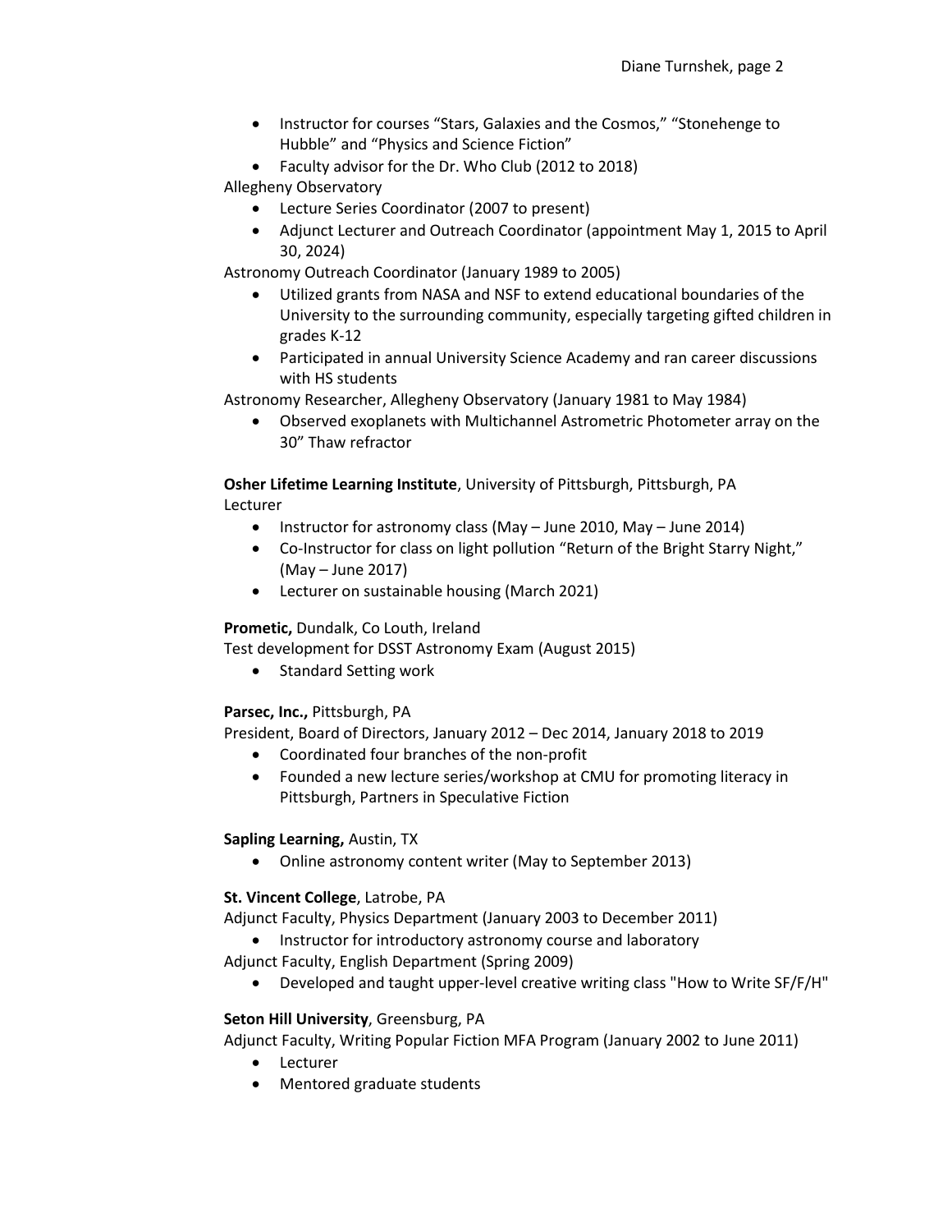- Instructor for courses "Stars, Galaxies and the Cosmos," "Stonehenge to Hubble" and "Physics and Science Fiction"
- Faculty advisor for the Dr. Who Club (2012 to 2018)

Allegheny Observatory

- Lecture Series Coordinator (2007 to present)
- Adjunct Lecturer and Outreach Coordinator (appointment May 1, 2015 to April 30, 2024)

Astronomy Outreach Coordinator (January 1989 to 2005)

- Utilized grants from NASA and NSF to extend educational boundaries of the University to the surrounding community, especially targeting gifted children in grades K-12
- Participated in annual University Science Academy and ran career discussions with HS students

Astronomy Researcher, Allegheny Observatory (January 1981 to May 1984)

- Observed exoplanets with Multichannel Astrometric Photometer array on the 30" Thaw refractor

**Osher Lifetime Learning Institute**, University of Pittsburgh, Pittsburgh, PA
Lecturer

- Instructor for astronomy class (May – June 2010, May – June 2014)
- Co-Instructor for class on light pollution "Return of the Bright Starry Night," (May – June 2017)
- Lecturer on sustainable housing (March 2021)

**Prometic,** Dundalk, Co Louth, Ireland
Test development for DSST Astronomy Exam (August 2015)

- Standard Setting work

**Parsec, Inc.,** Pittsburgh, PA
President, Board of Directors, January 2012 – Dec 2014, January 2018 to 2019

- Coordinated four branches of the non-profit
- Founded a new lecture series/workshop at CMU for promoting literacy in Pittsburgh, Partners in Speculative Fiction

**Sapling Learning,** Austin, TX

- Online astronomy content writer (May to September 2013)

**St. Vincent College**, Latrobe, PA
Adjunct Faculty, Physics Department (January 2003 to December 2011)

- Instructor for introductory astronomy course and laboratory

Adjunct Faculty, English Department (Spring 2009)

- Developed and taught upper-level creative writing class "How to Write SF/F/H"

**Seton Hill University**, Greensburg, PA
Adjunct Faculty, Writing Popular Fiction MFA Program (January 2002 to June 2011)

- Lecturer
- Mentored graduate students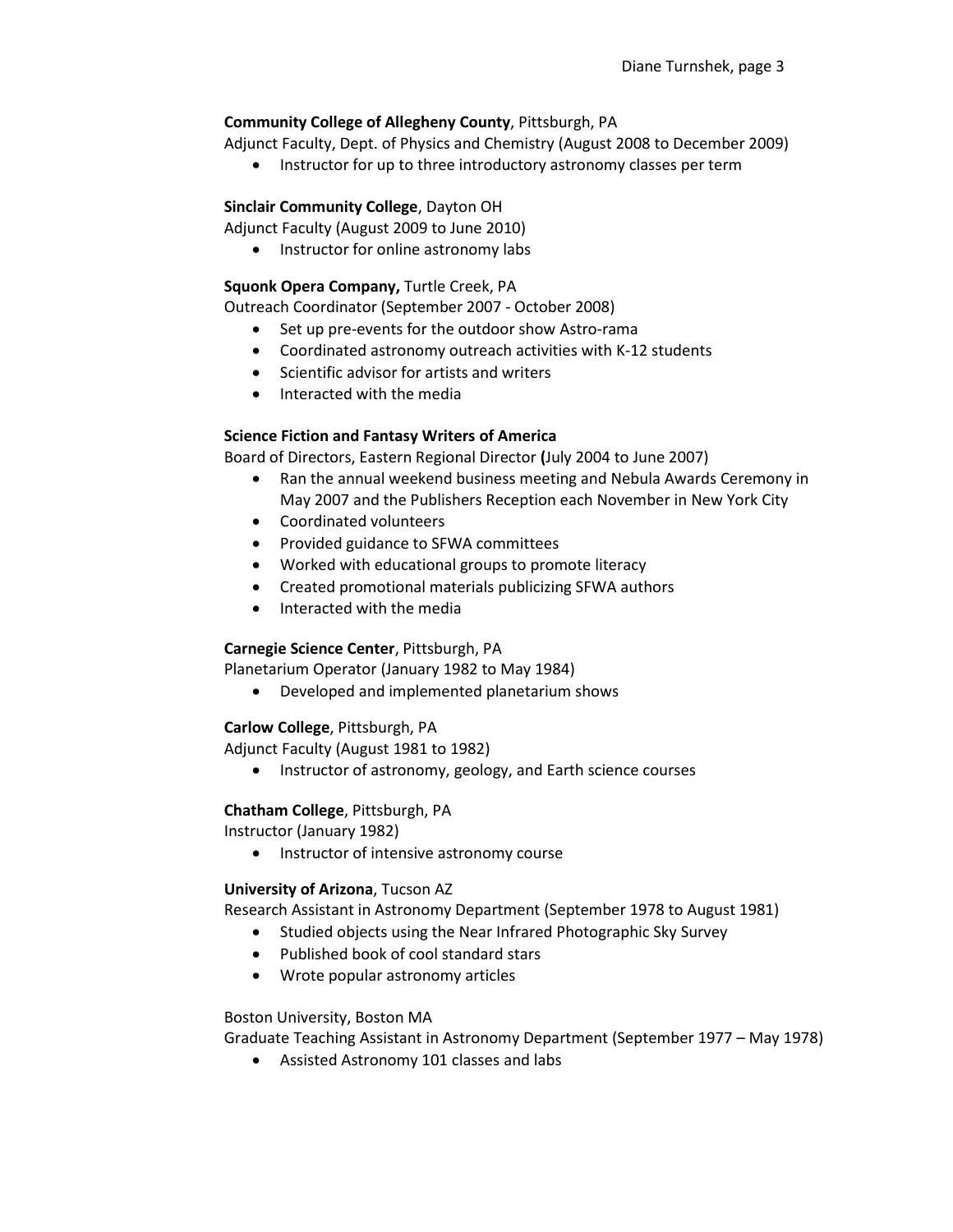**Community College of Allegheny County**, Pittsburgh, PA
Adjunct Faculty, Dept. of Physics and Chemistry (August 2008 to December 2009)

- Instructor for up to three introductory astronomy classes per term

**Sinclair Community College**, Dayton OH
Adjunct Faculty (August 2009 to June 2010)

- Instructor for online astronomy labs

**Squonk Opera Company,** Turtle Creek, PA
Outreach Coordinator (September 2007 - October 2008)

- Set up pre-events for the outdoor show Astro-rama
- Coordinated astronomy outreach activities with K-12 students
- Scientific advisor for artists and writers
- Interacted with the media

**Science Fiction and Fantasy Writers of America**
Board of Directors, Eastern Regional Director **(**July 2004 to June 2007)

- Ran the annual weekend business meeting and Nebula Awards Ceremony in May 2007 and the Publishers Reception each November in New York City
- Coordinated volunteers
- Provided guidance to SFWA committees
- Worked with educational groups to promote literacy
- Created promotional materials publicizing SFWA authors
- Interacted with the media

**Carnegie Science Center**, Pittsburgh, PA
Planetarium Operator (January 1982 to May 1984)

- Developed and implemented planetarium shows

**Carlow College**, Pittsburgh, PA
Adjunct Faculty (August 1981 to 1982)

- Instructor of astronomy, geology, and Earth science courses

**Chatham College**, Pittsburgh, PA
Instructor (January 1982)

- Instructor of intensive astronomy course

**University of Arizona**, Tucson AZ
Research Assistant in Astronomy Department (September 1978 to August 1981)

- Studied objects using the Near Infrared Photographic Sky Survey
- Published book of cool standard stars
- Wrote popular astronomy articles

Boston University, Boston MA
Graduate Teaching Assistant in Astronomy Department (September 1977 – May 1978)

- Assisted Astronomy 101 classes and labs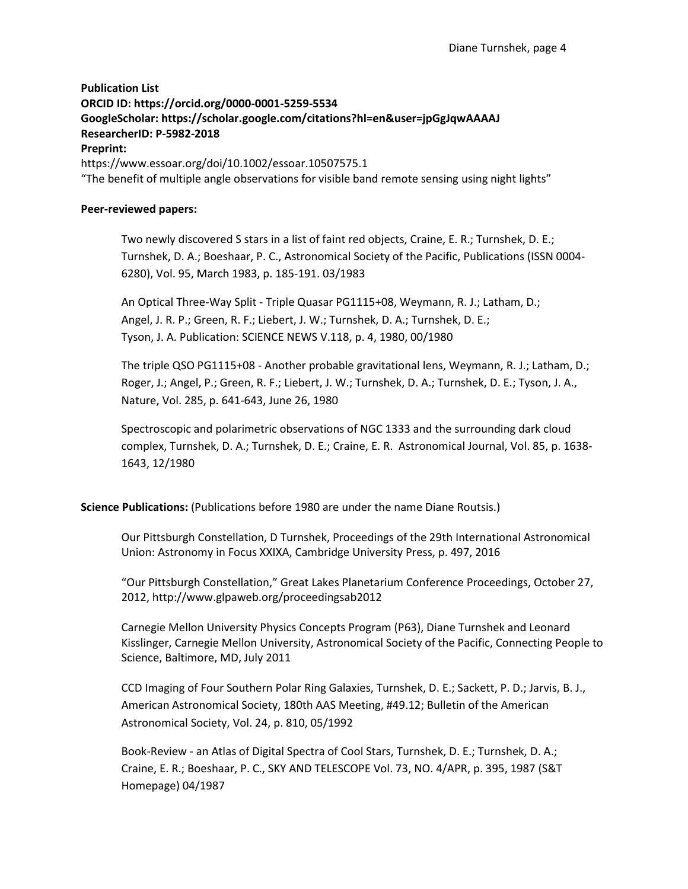**Publication List**
**ORCID ID: https://orcid.org/0000-0001-5259-5534**
**GoogleScholar: https://scholar.google.com/citations?hl=en&user=jpGgJqwAAAAJ**
**ResearcherID: P-5982-2018**
**Preprint:**
https://www.essoar.org/doi/10.1002/essoar.10507575.1
"The benefit of multiple angle observations for visible band remote sensing using night lights"

**Peer-reviewed papers:**

Two newly discovered S stars in a list of faint red objects, Craine, E. R.; Turnshek, D. E.; Turnshek, D. A.; Boeshaar, P. C., Astronomical Society of the Pacific, Publications (ISSN 0004-6280), Vol. 95, March 1983, p. 185-191. 03/1983

An Optical Three-Way Split - Triple Quasar PG1115+08, Weymann, R. J.; Latham, D.; Angel, J. R. P.; Green, R. F.; Liebert, J. W.; Turnshek, D. A.; Turnshek, D. E.; Tyson, J. A. Publication: SCIENCE NEWS V.118, p. 4, 1980, 00/1980

The triple QSO PG1115+08 - Another probable gravitational lens, Weymann, R. J.; Latham, D.; Roger, J.; Angel, P.; Green, R. F.; Liebert, J. W.; Turnshek, D. A.; Turnshek, D. E.; Tyson, J. A., Nature, Vol. 285, p. 641-643, June 26, 1980

Spectroscopic and polarimetric observations of NGC 1333 and the surrounding dark cloud complex, Turnshek, D. A.; Turnshek, D. E.; Craine, E. R. Astronomical Journal, Vol. 85, p. 1638-1643, 12/1980

**Science Publications:** (Publications before 1980 are under the name Diane Routsis.)

Our Pittsburgh Constellation, D Turnshek, Proceedings of the 29th International Astronomical Union: Astronomy in Focus XXIXA, Cambridge University Press, p. 497, 2016

"Our Pittsburgh Constellation," Great Lakes Planetarium Conference Proceedings, October 27, 2012, http://www.glpaweb.org/proceedingsab2012

Carnegie Mellon University Physics Concepts Program (P63), Diane Turnshek and Leonard Kisslinger, Carnegie Mellon University, Astronomical Society of the Pacific, Connecting People to Science, Baltimore, MD, July 2011

CCD Imaging of Four Southern Polar Ring Galaxies, Turnshek, D. E.; Sackett, P. D.; Jarvis, B. J., American Astronomical Society, 180th AAS Meeting, #49.12; Bulletin of the American Astronomical Society, Vol. 24, p. 810, 05/1992

Book-Review - an Atlas of Digital Spectra of Cool Stars, Turnshek, D. E.; Turnshek, D. A.; Craine, E. R.; Boeshaar, P. C., SKY AND TELESCOPE Vol. 73, NO. 4/APR, p. 395, 1987 (S&T Homepage) 04/1987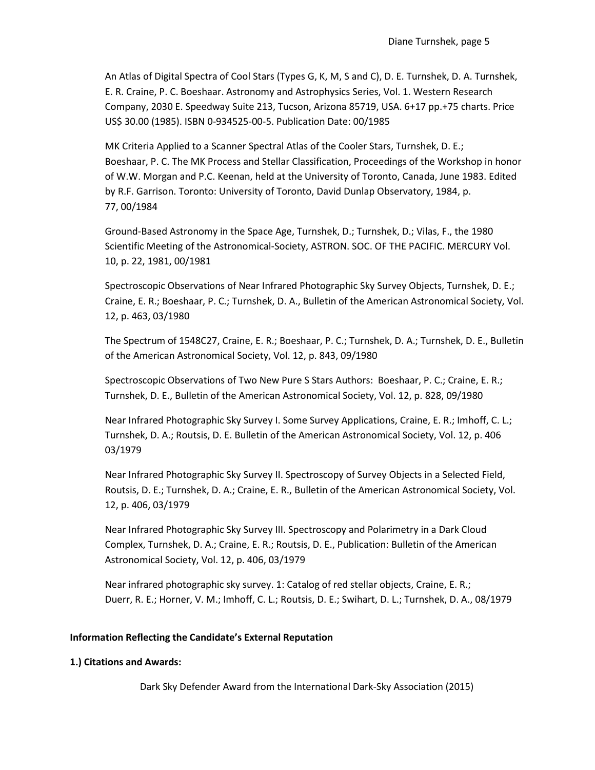An Atlas of Digital Spectra of Cool Stars (Types G, K, M, S and C), D. E. Turnshek, D. A. Turnshek, E. R. Craine, P. C. Boeshaar. Astronomy and Astrophysics Series, Vol. 1. Western Research Company, 2030 E. Speedway Suite 213, Tucson, Arizona 85719, USA. 6+17 pp.+75 charts. Price US$ 30.00 (1985). ISBN 0-934525-00-5. Publication Date: 00/1985

MK Criteria Applied to a Scanner Spectral Atlas of the Cooler Stars, Turnshek, D. E.; Boeshaar, P. C. The MK Process and Stellar Classification, Proceedings of the Workshop in honor of W.W. Morgan and P.C. Keenan, held at the University of Toronto, Canada, June 1983. Edited by R.F. Garrison. Toronto: University of Toronto, David Dunlap Observatory, 1984, p. 77, 00/1984

Ground-Based Astronomy in the Space Age, Turnshek, D.; Turnshek, D.; Vilas, F., the 1980 Scientific Meeting of the Astronomical-Society, ASTRON. SOC. OF THE PACIFIC. MERCURY Vol. 10, p. 22, 1981, 00/1981

Spectroscopic Observations of Near Infrared Photographic Sky Survey Objects, Turnshek, D. E.; Craine, E. R.; Boeshaar, P. C.; Turnshek, D. A., Bulletin of the American Astronomical Society, Vol. 12, p. 463, 03/1980

The Spectrum of 1548C27, Craine, E. R.; Boeshaar, P. C.; Turnshek, D. A.; Turnshek, D. E., Bulletin of the American Astronomical Society, Vol. 12, p. 843, 09/1980

Spectroscopic Observations of Two New Pure S Stars Authors: Boeshaar, P. C.; Craine, E. R.; Turnshek, D. E., Bulletin of the American Astronomical Society, Vol. 12, p. 828, 09/1980

Near Infrared Photographic Sky Survey I. Some Survey Applications, Craine, E. R.; Imhoff, C. L.; Turnshek, D. A.; Routsis, D. E. Bulletin of the American Astronomical Society, Vol. 12, p. 406 03/1979

Near Infrared Photographic Sky Survey II. Spectroscopy of Survey Objects in a Selected Field, Routsis, D. E.; Turnshek, D. A.; Craine, E. R., Bulletin of the American Astronomical Society, Vol. 12, p. 406, 03/1979

Near Infrared Photographic Sky Survey III. Spectroscopy and Polarimetry in a Dark Cloud Complex, Turnshek, D. A.; Craine, E. R.; Routsis, D. E., Publication: Bulletin of the American Astronomical Society, Vol. 12, p. 406, 03/1979

Near infrared photographic sky survey. 1: Catalog of red stellar objects, Craine, E. R.; Duerr, R. E.; Horner, V. M.; Imhoff, C. L.; Routsis, D. E.; Swihart, D. L.; Turnshek, D. A., 08/1979

**Information Reflecting the Candidate's External Reputation**

**1.) Citations and Awards:**

Dark Sky Defender Award from the International Dark-Sky Association (2015)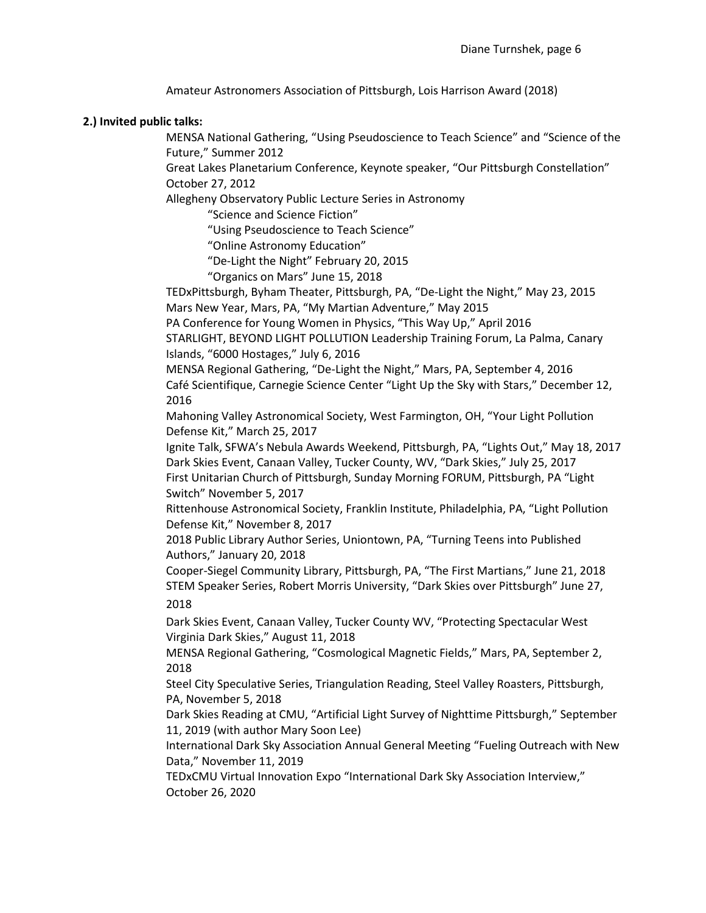Amateur Astronomers Association of Pittsburgh, Lois Harrison Award (2018)

**2.) Invited public talks:**

MENSA National Gathering, "Using Pseudoscience to Teach Science" and "Science of the Future," Summer 2012

Great Lakes Planetarium Conference, Keynote speaker, "Our Pittsburgh Constellation" October 27, 2012

Allegheny Observatory Public Lecture Series in Astronomy

- "Science and Science Fiction"
- "Using Pseudoscience to Teach Science"
- "Online Astronomy Education"
- "De-Light the Night" February 20, 2015
- "Organics on Mars" June 15, 2018

TEDxPittsburgh, Byham Theater, Pittsburgh, PA, "De-Light the Night," May 23, 2015

Mars New Year, Mars, PA, "My Martian Adventure," May 2015

PA Conference for Young Women in Physics, "This Way Up," April 2016

STARLIGHT, BEYOND LIGHT POLLUTION Leadership Training Forum, La Palma, Canary Islands, "6000 Hostages," July 6, 2016

MENSA Regional Gathering, "De-Light the Night," Mars, PA, September 4, 2016

Café Scientifique, Carnegie Science Center "Light Up the Sky with Stars," December 12, 2016

Mahoning Valley Astronomical Society, West Farmington, OH, "Your Light Pollution Defense Kit," March 25, 2017

Ignite Talk, SFWA's Nebula Awards Weekend, Pittsburgh, PA, "Lights Out," May 18, 2017

Dark Skies Event, Canaan Valley, Tucker County, WV, "Dark Skies," July 25, 2017

First Unitarian Church of Pittsburgh, Sunday Morning FORUM, Pittsburgh, PA "Light Switch" November 5, 2017

Rittenhouse Astronomical Society, Franklin Institute, Philadelphia, PA, "Light Pollution Defense Kit," November 8, 2017

2018 Public Library Author Series, Uniontown, PA, "Turning Teens into Published Authors," January 20, 2018

Cooper-Siegel Community Library, Pittsburgh, PA, "The First Martians," June 21, 2018

STEM Speaker Series, Robert Morris University, "Dark Skies over Pittsburgh" June 27, 2018

Dark Skies Event, Canaan Valley, Tucker County WV, "Protecting Spectacular West Virginia Dark Skies," August 11, 2018

MENSA Regional Gathering, "Cosmological Magnetic Fields," Mars, PA, September 2, 2018

Steel City Speculative Series, Triangulation Reading, Steel Valley Roasters, Pittsburgh, PA, November 5, 2018

Dark Skies Reading at CMU, "Artificial Light Survey of Nighttime Pittsburgh," September 11, 2019 (with author Mary Soon Lee)

International Dark Sky Association Annual General Meeting "Fueling Outreach with New Data," November 11, 2019

TEDxCMU Virtual Innovation Expo "International Dark Sky Association Interview," October 26, 2020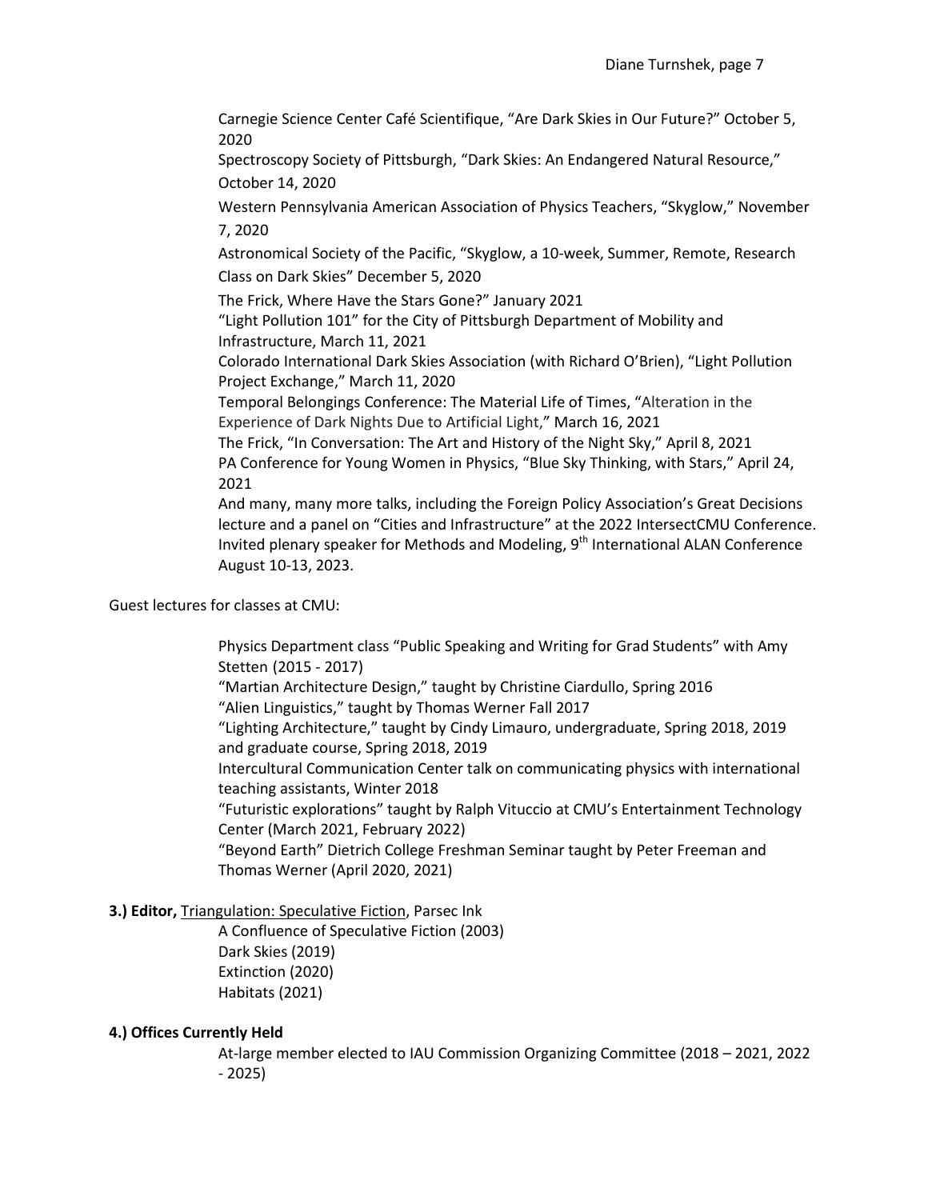Carnegie Science Center Café Scientifique, "Are Dark Skies in Our Future?" October 5, 2020

Spectroscopy Society of Pittsburgh, "Dark Skies: An Endangered Natural Resource," October 14, 2020

Western Pennsylvania American Association of Physics Teachers, "Skyglow," November 7, 2020

Astronomical Society of the Pacific, "Skyglow, a 10-week, Summer, Remote, Research Class on Dark Skies" December 5, 2020

The Frick, Where Have the Stars Gone?" January 2021

"Light Pollution 101" for the City of Pittsburgh Department of Mobility and Infrastructure, March 11, 2021

Colorado International Dark Skies Association (with Richard O'Brien), "Light Pollution Project Exchange," March 11, 2020

Temporal Belongings Conference: The Material Life of Times, "Alteration in the Experience of Dark Nights Due to Artificial Light," March 16, 2021

The Frick, "In Conversation: The Art and History of the Night Sky," April 8, 2021

PA Conference for Young Women in Physics, "Blue Sky Thinking, with Stars," April 24, 2021

And many, many more talks, including the Foreign Policy Association's Great Decisions lecture and a panel on "Cities and Infrastructure" at the 2022 IntersectCMU Conference.

Invited plenary speaker for Methods and Modeling, 9th International ALAN Conference August 10-13, 2023.

Guest lectures for classes at CMU:

Physics Department class "Public Speaking and Writing for Grad Students" with Amy Stetten (2015 - 2017)

"Martian Architecture Design," taught by Christine Ciardullo, Spring 2016

"Alien Linguistics," taught by Thomas Werner Fall 2017

"Lighting Architecture," taught by Cindy Limauro, undergraduate, Spring 2018, 2019 and graduate course, Spring 2018, 2019

Intercultural Communication Center talk on communicating physics with international teaching assistants, Winter 2018

"Futuristic explorations" taught by Ralph Vituccio at CMU's Entertainment Technology Center (March 2021, February 2022)

"Beyond Earth" Dietrich College Freshman Seminar taught by Peter Freeman and Thomas Werner (April 2020, 2021)

**3.) Editor,** Triangulation: Speculative Fiction, Parsec Ink

A Confluence of Speculative Fiction (2003)

Dark Skies (2019)

Extinction (2020)

Habitats (2021)

**4.) Offices Currently Held**

At-large member elected to IAU Commission Organizing Committee (2018 – 2021, 2022 - 2025)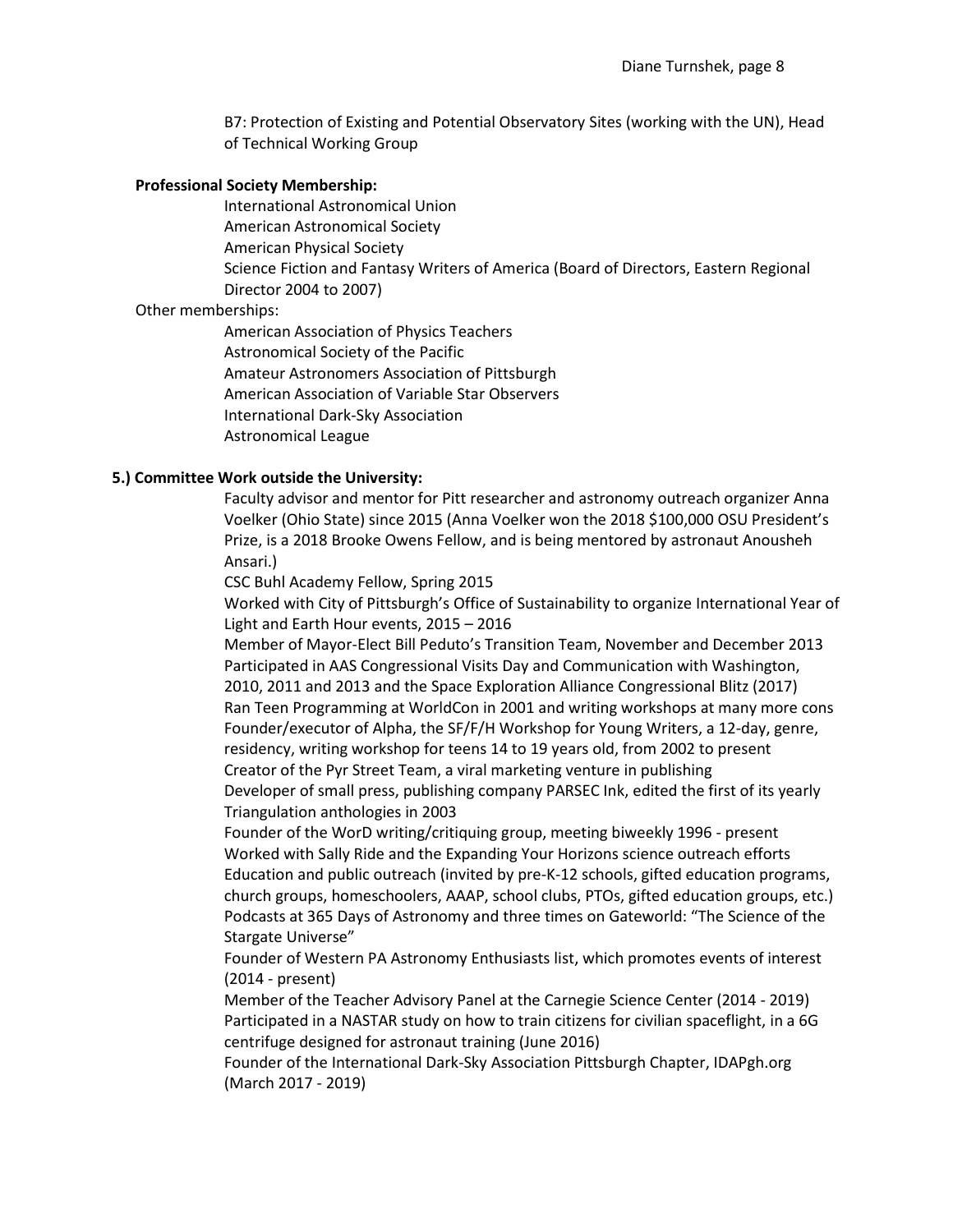B7: Protection of Existing and Potential Observatory Sites (working with the UN), Head of Technical Working Group

**Professional Society Membership:**

International Astronomical Union
American Astronomical Society
American Physical Society
Science Fiction and Fantasy Writers of America (Board of Directors, Eastern Regional Director 2004 to 2007)

Other memberships:

American Association of Physics Teachers
Astronomical Society of the Pacific
Amateur Astronomers Association of Pittsburgh
American Association of Variable Star Observers
International Dark-Sky Association
Astronomical League

**5.) Committee Work outside the University:**

Faculty advisor and mentor for Pitt researcher and astronomy outreach organizer Anna Voelker (Ohio State) since 2015 (Anna Voelker won the 2018 $100,000 OSU President's Prize, is a 2018 Brooke Owens Fellow, and is being mentored by astronaut Anousheh Ansari.)
CSC Buhl Academy Fellow, Spring 2015
Worked with City of Pittsburgh's Office of Sustainability to organize International Year of Light and Earth Hour events, 2015 – 2016
Member of Mayor-Elect Bill Peduto's Transition Team, November and December 2013
Participated in AAS Congressional Visits Day and Communication with Washington, 2010, 2011 and 2013 and the Space Exploration Alliance Congressional Blitz (2017)
Ran Teen Programming at WorldCon in 2001 and writing workshops at many more cons
Founder/executor of Alpha, the SF/F/H Workshop for Young Writers, a 12-day, genre, residency, writing workshop for teens 14 to 19 years old, from 2002 to present
Creator of the Pyr Street Team, a viral marketing venture in publishing
Developer of small press, publishing company PARSEC Ink, edited the first of its yearly Triangulation anthologies in 2003
Founder of the WorD writing/critiquing group, meeting biweekly 1996 - present
Worked with Sally Ride and the Expanding Your Horizons science outreach efforts
Education and public outreach (invited by pre-K-12 schools, gifted education programs, church groups, homeschoolers, AAAP, school clubs, PTOs, gifted education groups, etc.)
Podcasts at 365 Days of Astronomy and three times on Gateworld: "The Science of the Stargate Universe"
Founder of Western PA Astronomy Enthusiasts list, which promotes events of interest (2014 - present)
Member of the Teacher Advisory Panel at the Carnegie Science Center (2014 - 2019)
Participated in a NASTAR study on how to train citizens for civilian spaceflight, in a 6G centrifuge designed for astronaut training (June 2016)
Founder of the International Dark-Sky Association Pittsburgh Chapter, IDAPgh.org (March 2017 - 2019)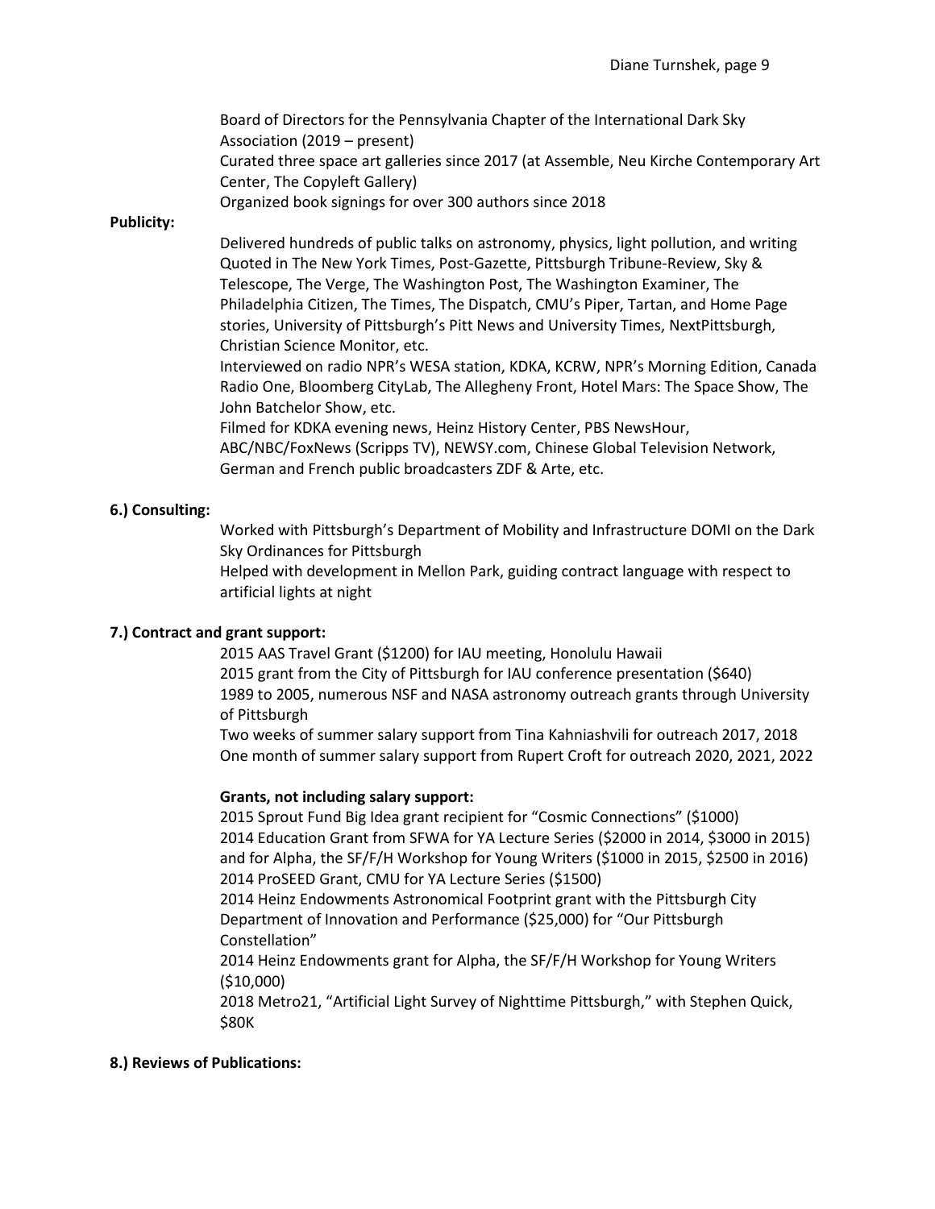Board of Directors for the Pennsylvania Chapter of the International Dark Sky Association (2019 – present)

Curated three space art galleries since 2017 (at Assemble, Neu Kirche Contemporary Art Center, The Copyleft Gallery)

Organized book signings for over 300 authors since 2018

**Publicity:**

Delivered hundreds of public talks on astronomy, physics, light pollution, and writing

Quoted in The New York Times, Post-Gazette, Pittsburgh Tribune-Review, Sky & Telescope, The Verge, The Washington Post, The Washington Examiner, The Philadelphia Citizen, The Times, The Dispatch, CMU's Piper, Tartan, and Home Page stories, University of Pittsburgh's Pitt News and University Times, NextPittsburgh, Christian Science Monitor, etc.

Interviewed on radio NPR's WESA station, KDKA, KCRW, NPR's Morning Edition, Canada Radio One, Bloomberg CityLab, The Allegheny Front, Hotel Mars: The Space Show, The John Batchelor Show, etc.

Filmed for KDKA evening news, Heinz History Center, PBS NewsHour, ABC/NBC/FoxNews (Scripps TV), NEWSY.com, Chinese Global Television Network, German and French public broadcasters ZDF & Arte, etc.

## 6.) Consulting:

Worked with Pittsburgh's Department of Mobility and Infrastructure DOMI on the Dark Sky Ordinances for Pittsburgh

Helped with development in Mellon Park, guiding contract language with respect to artificial lights at night

## 7.) Contract and grant support:

2015 AAS Travel Grant ($1200) for IAU meeting, Honolulu Hawaii

2015 grant from the City of Pittsburgh for IAU conference presentation ($640)

1989 to 2005, numerous NSF and NASA astronomy outreach grants through University of Pittsburgh

Two weeks of summer salary support from Tina Kahniashvili for outreach 2017, 2018

One month of summer salary support from Rupert Croft for outreach 2020, 2021, 2022

**Grants, not including salary support:**

2015 Sprout Fund Big Idea grant recipient for "Cosmic Connections" ($1000)

2014 Education Grant from SFWA for YA Lecture Series ($2000 in 2014, $3000 in 2015) and for Alpha, the SF/F/H Workshop for Young Writers ($1000 in 2015, $2500 in 2016)

2014 ProSEED Grant, CMU for YA Lecture Series ($1500)

2014 Heinz Endowments Astronomical Footprint grant with the Pittsburgh City Department of Innovation and Performance ($25,000) for "Our Pittsburgh Constellation"

2014 Heinz Endowments grant for Alpha, the SF/F/H Workshop for Young Writers ($10,000)

2018 Metro21, "Artificial Light Survey of Nighttime Pittsburgh," with Stephen Quick, $80K

## 8.) Reviews of Publications: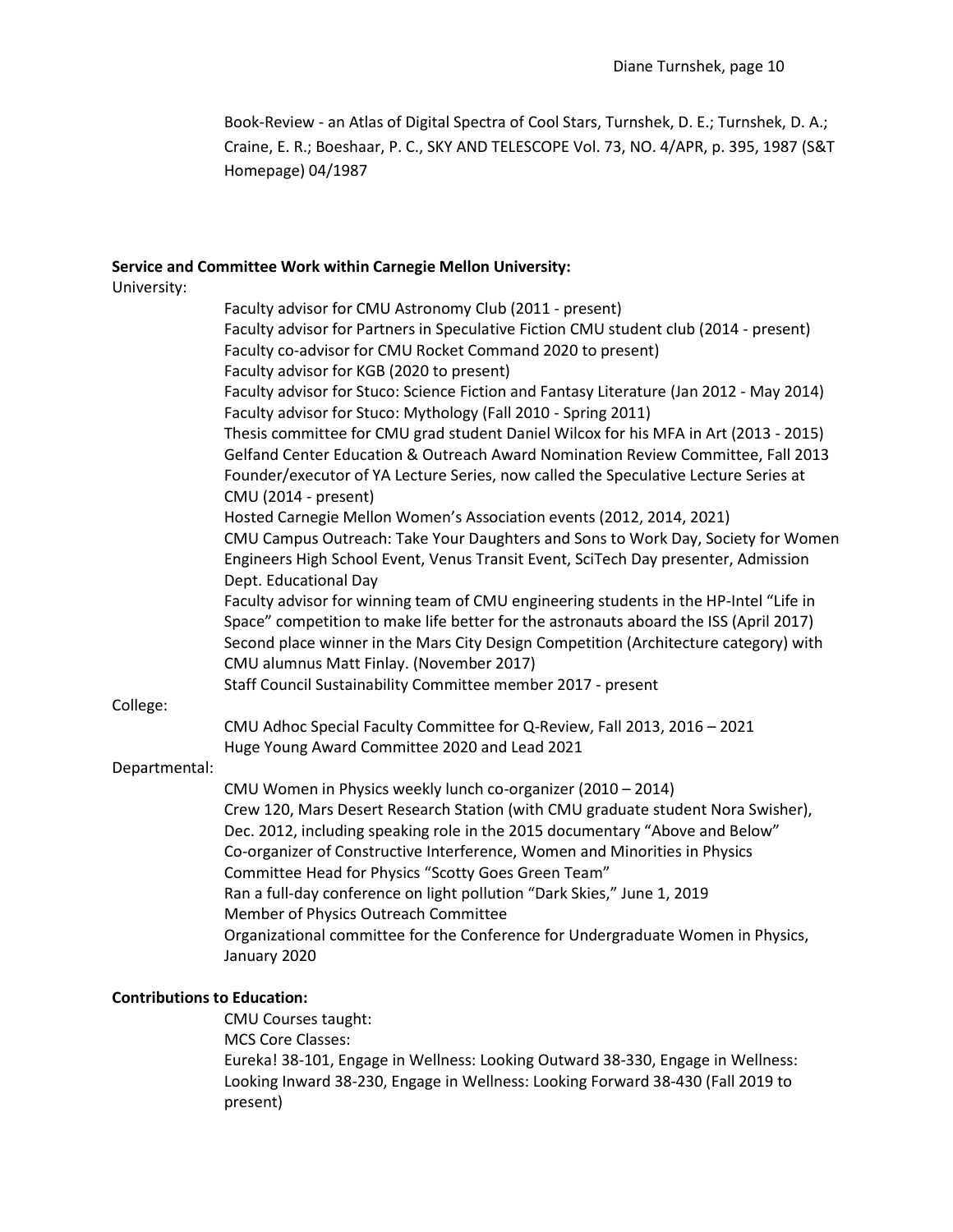Book-Review - an Atlas of Digital Spectra of Cool Stars, Turnshek, D. E.; Turnshek, D. A.; Craine, E. R.; Boeshaar, P. C., SKY AND TELESCOPE Vol. 73, NO. 4/APR, p. 395, 1987 (S&T Homepage) 04/1987

**Service and Committee Work within Carnegie Mellon University:**

University:

- Faculty advisor for CMU Astronomy Club (2011 - present)
- Faculty advisor for Partners in Speculative Fiction CMU student club (2014 - present)
- Faculty co-advisor for CMU Rocket Command 2020 to present)
- Faculty advisor for KGB (2020 to present)
- Faculty advisor for Stuco: Science Fiction and Fantasy Literature (Jan 2012 - May 2014)
- Faculty advisor for Stuco: Mythology (Fall 2010 - Spring 2011)
- Thesis committee for CMU grad student Daniel Wilcox for his MFA in Art (2013 - 2015)
- Gelfand Center Education & Outreach Award Nomination Review Committee, Fall 2013
- Founder/executor of YA Lecture Series, now called the Speculative Lecture Series at CMU (2014 - present)
- Hosted Carnegie Mellon Women's Association events (2012, 2014, 2021)
- CMU Campus Outreach: Take Your Daughters and Sons to Work Day, Society for Women Engineers High School Event, Venus Transit Event, SciTech Day presenter, Admission Dept. Educational Day
- Faculty advisor for winning team of CMU engineering students in the HP-Intel "Life in Space" competition to make life better for the astronauts aboard the ISS (April 2017)
- Second place winner in the Mars City Design Competition (Architecture category) with CMU alumnus Matt Finlay. (November 2017)
- Staff Council Sustainability Committee member 2017 - present

College:

- CMU Adhoc Special Faculty Committee for Q-Review, Fall 2013, 2016 – 2021
- Huge Young Award Committee 2020 and Lead 2021

Departmental:

- CMU Women in Physics weekly lunch co-organizer (2010 – 2014)
- Crew 120, Mars Desert Research Station (with CMU graduate student Nora Swisher), Dec. 2012, including speaking role in the 2015 documentary "Above and Below"
- Co-organizer of Constructive Interference, Women and Minorities in Physics
- Committee Head for Physics "Scotty Goes Green Team"
- Ran a full-day conference on light pollution "Dark Skies," June 1, 2019
- Member of Physics Outreach Committee
- Organizational committee for the Conference for Undergraduate Women in Physics, January 2020

**Contributions to Education:**

CMU Courses taught:

MCS Core Classes:

Eureka! 38-101, Engage in Wellness: Looking Outward 38-330, Engage in Wellness: Looking Inward 38-230, Engage in Wellness: Looking Forward 38-430 (Fall 2019 to present)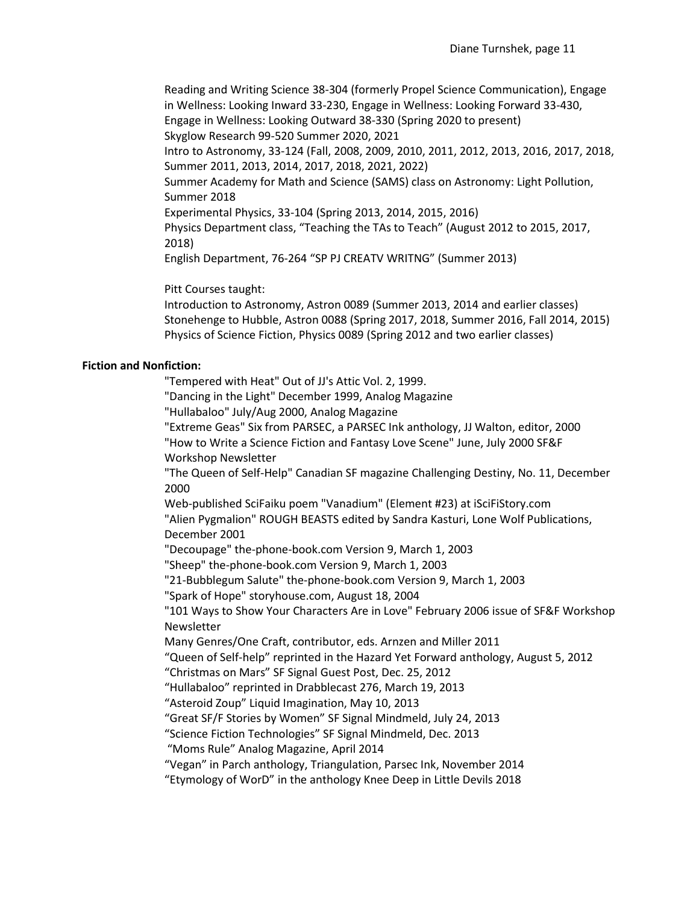Reading and Writing Science 38-304 (formerly Propel Science Communication), Engage in Wellness: Looking Inward 33-230, Engage in Wellness: Looking Forward 33-430, Engage in Wellness: Looking Outward 38-330 (Spring 2020 to present)
Skyglow Research 99-520 Summer 2020, 2021
Intro to Astronomy, 33-124 (Fall, 2008, 2009, 2010, 2011, 2012, 2013, 2016, 2017, 2018, Summer 2011, 2013, 2014, 2017, 2018, 2021, 2022)
Summer Academy for Math and Science (SAMS) class on Astronomy: Light Pollution, Summer 2018
Experimental Physics, 33-104 (Spring 2013, 2014, 2015, 2016)
Physics Department class, "Teaching the TAs to Teach" (August 2012 to 2015, 2017, 2018)
English Department, 76-264 "SP PJ CREATV WRITNG" (Summer 2013)

Pitt Courses taught:
Introduction to Astronomy, Astron 0089 (Summer 2013, 2014 and earlier classes)
Stonehenge to Hubble, Astron 0088 (Spring 2017, 2018, Summer 2016, Fall 2014, 2015)
Physics of Science Fiction, Physics 0089 (Spring 2012 and two earlier classes)

**Fiction and Nonfiction:**

"Tempered with Heat" Out of JJ's Attic Vol. 2, 1999.
"Dancing in the Light" December 1999, Analog Magazine
"Hullabaloo" July/Aug 2000, Analog Magazine
"Extreme Geas" Six from PARSEC, a PARSEC Ink anthology, JJ Walton, editor, 2000
"How to Write a Science Fiction and Fantasy Love Scene" June, July 2000 SF&F Workshop Newsletter
"The Queen of Self-Help" Canadian SF magazine Challenging Destiny, No. 11, December 2000
Web-published SciFaiku poem "Vanadium" (Element #23) at iSciFiStory.com
"Alien Pygmalion" ROUGH BEASTS edited by Sandra Kasturi, Lone Wolf Publications, December 2001
"Decoupage" the-phone-book.com Version 9, March 1, 2003
"Sheep" the-phone-book.com Version 9, March 1, 2003
"21-Bubblegum Salute" the-phone-book.com Version 9, March 1, 2003
"Spark of Hope" storyhouse.com, August 18, 2004
"101 Ways to Show Your Characters Are in Love" February 2006 issue of SF&F Workshop Newsletter
Many Genres/One Craft, contributor, eds. Arnzen and Miller 2011
"Queen of Self-help" reprinted in the Hazard Yet Forward anthology, August 5, 2012
"Christmas on Mars" SF Signal Guest Post, Dec. 25, 2012
"Hullabaloo" reprinted in Drabblecast 276, March 19, 2013
"Asteroid Zoup" Liquid Imagination, May 10, 2013
"Great SF/F Stories by Women" SF Signal Mindmeld, July 24, 2013
"Science Fiction Technologies" SF Signal Mindmeld, Dec. 2013
"Moms Rule" Analog Magazine, April 2014
"Vegan" in Parch anthology, Triangulation, Parsec Ink, November 2014
"Etymology of WorD" in the anthology Knee Deep in Little Devils 2018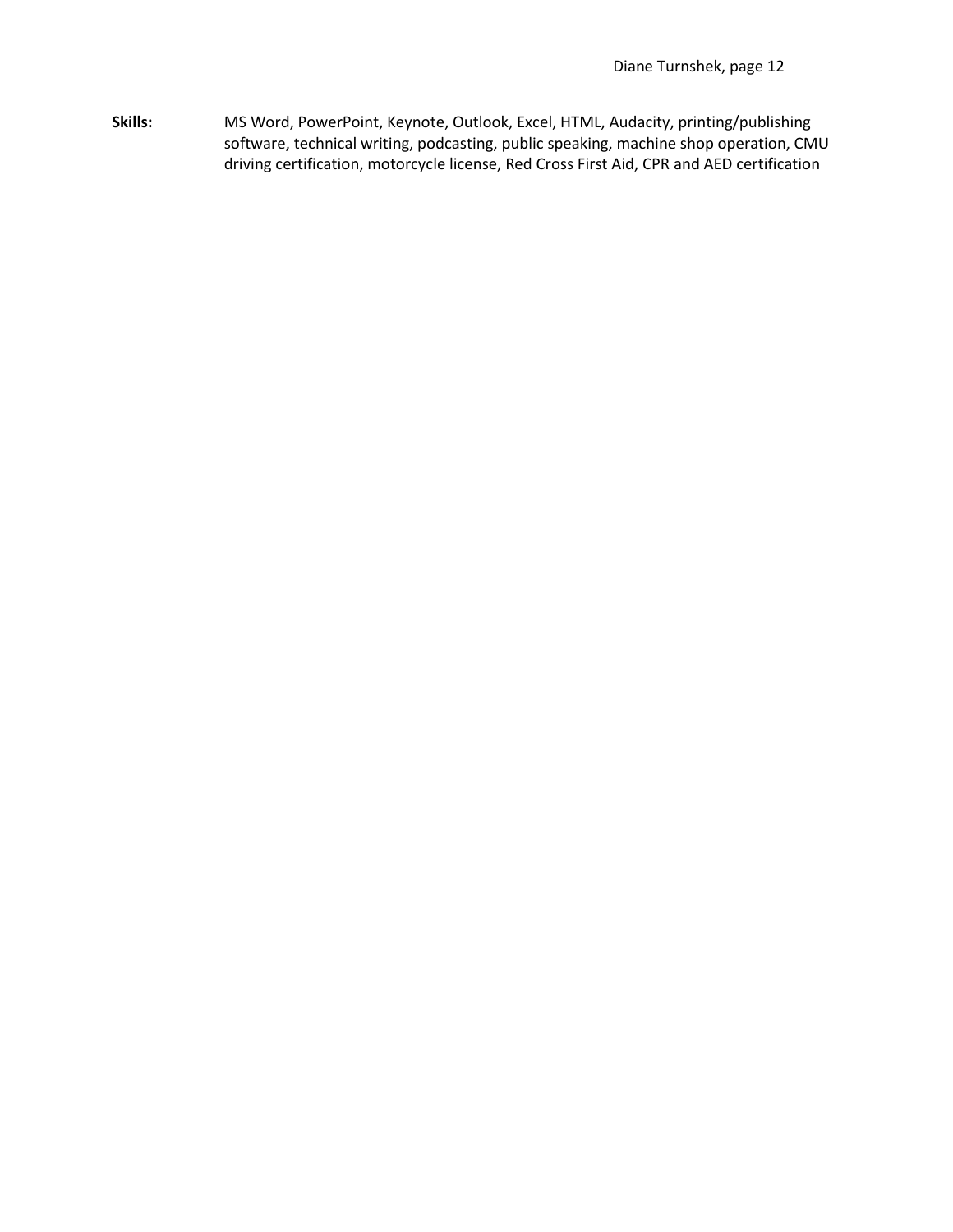**Skills:** MS Word, PowerPoint, Keynote, Outlook, Excel, HTML, Audacity, printing/publishing software, technical writing, podcasting, public speaking, machine shop operation, CMU driving certification, motorcycle license, Red Cross First Aid, CPR and AED certification